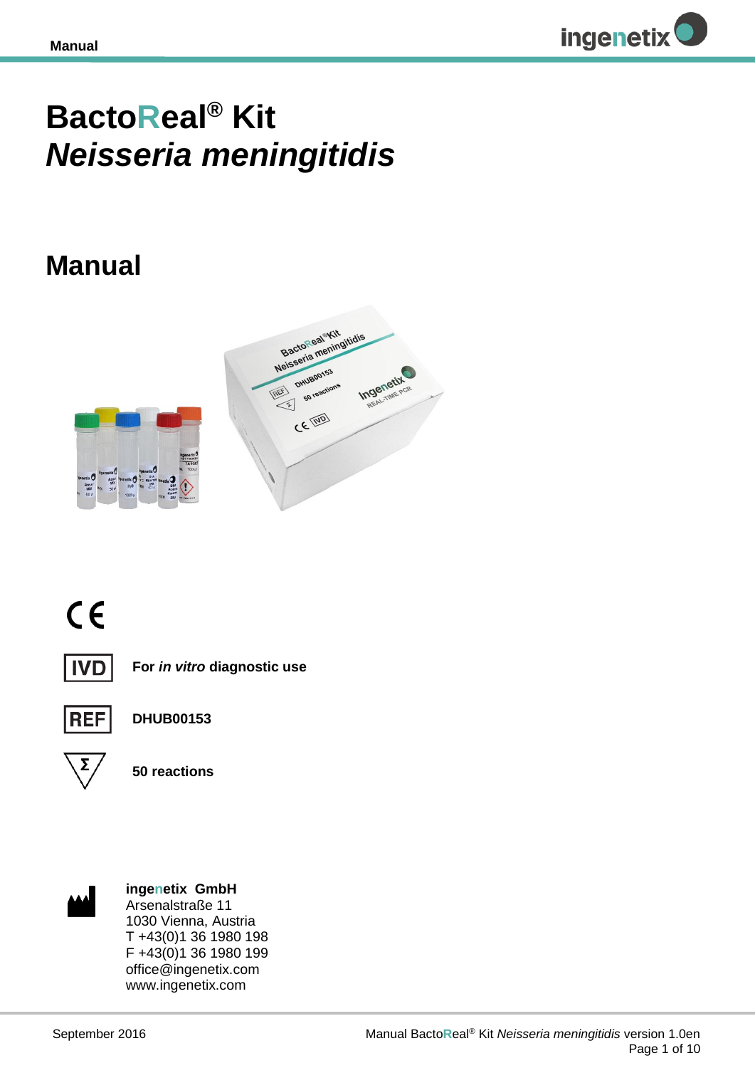# BactoReal® Kit *Neisseria meningitidis*

# Manual

CE

IVD **For *in vitro* diagnostic use**

REF **DHUB00153**

Σ **50 reactions**

**ingenetix GmbH**
Arsenalstraße 11
1030 Vienna, Austria
T +43(0)1 36 1980 198
F +43(0)1 36 1980 199
office@ingenetix.com
www.ingenetix.com

September 2016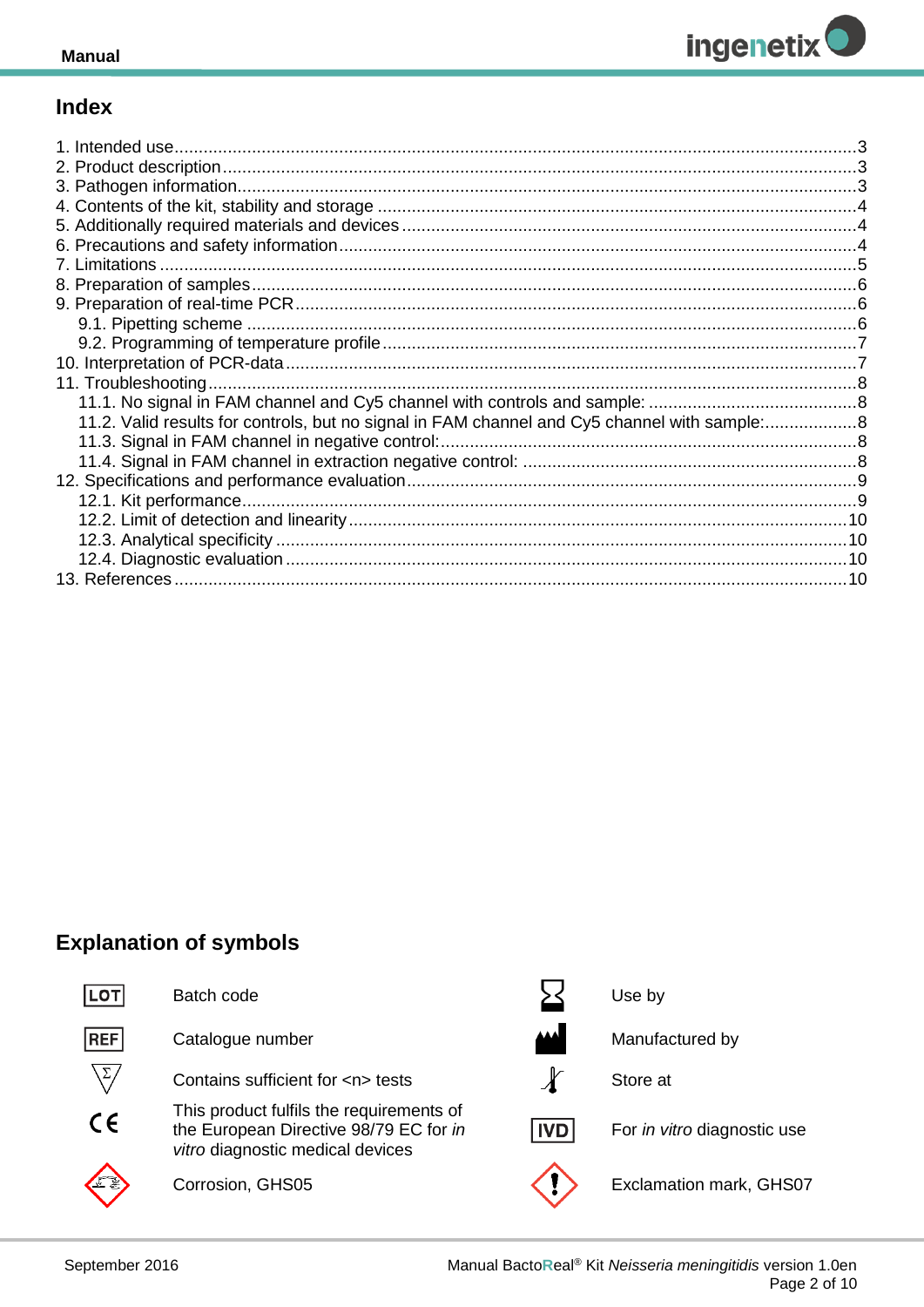## Index

1. Intended use ... 3
2. Product description ... 3
3. Pathogen information ... 3
4. Contents of the kit, stability and storage ... 4
5. Additionally required materials and devices ... 4
6. Precautions and safety information ... 4
7. Limitations ... 5
8. Preparation of samples ... 6
9. Preparation of real-time PCR ... 6
   - 9.1. Pipetting scheme ... 6
   - 9.2. Programming of temperature profile ... 7
10. Interpretation of PCR-data ... 7
11. Troubleshooting ... 8
    - 11.1. No signal in FAM channel and Cy5 channel with controls and sample: ... 8
    - 11.2. Valid results for controls, but no signal in FAM channel and Cy5 channel with sample: ... 8
    - 11.3. Signal in FAM channel in negative control: ... 8
    - 11.4. Signal in FAM channel in extraction negative control: ... 8
12. Specifications and performance evaluation ... 9
    - 12.1. Kit performance ... 9
    - 12.2. Limit of detection and linearity ... 10
    - 12.3. Analytical specificity ... 10
    - 12.4. Diagnostic evaluation ... 10
13. References ... 10

## Explanation of symbols

| Symbol | Meaning | Symbol | Meaning |
|---|---|---|---|
| LOT | Batch code | ⌛ | Use by |
| REF | Catalogue number | 🏭 | Manufactured by |
| Σ | Contains sufficient for <n> tests | 🌡 | Store at |
| CE | This product fulfils the requirements of the European Directive 98/79 EC for *in vitro* diagnostic medical devices | IVD | For *in vitro* diagnostic use |
| GHS05 | Corrosion, GHS05 | GHS07 | Exclamation mark, GHS07 |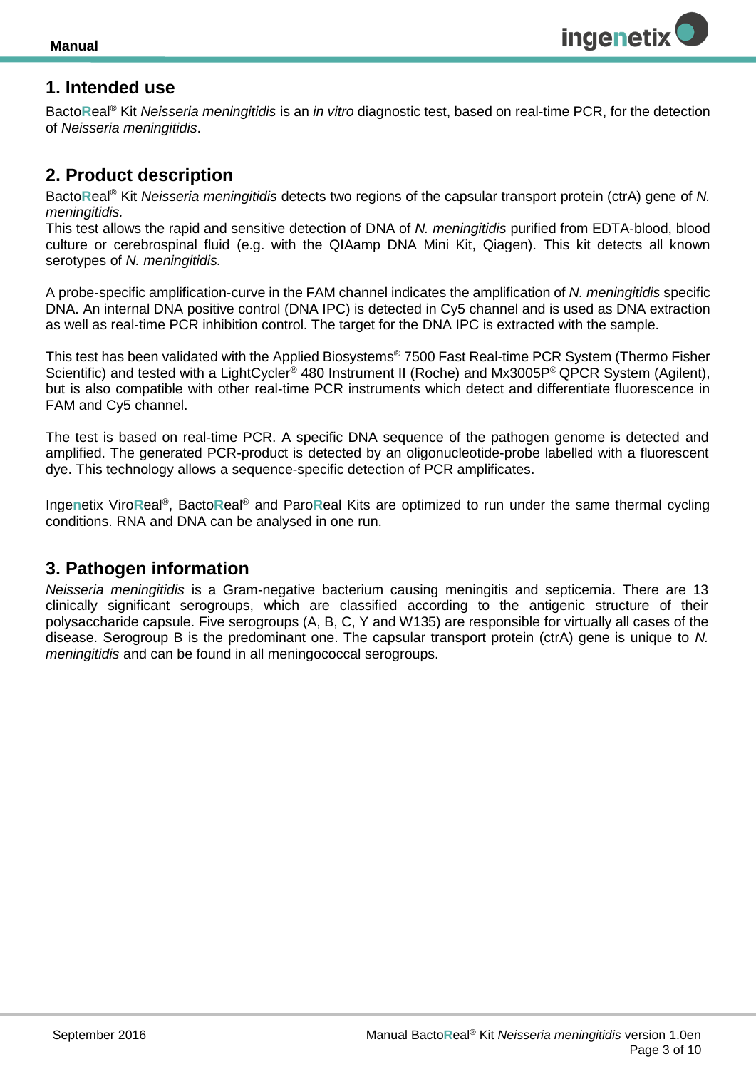# 1. Intended use

BactoReal® Kit *Neisseria meningitidis* is an *in vitro* diagnostic test, based on real-time PCR, for the detection of *Neisseria meningitidis*.

# 2. Product description

BactoReal® Kit *Neisseria meningitidis* detects two regions of the capsular transport protein (ctrA) gene of *N. meningitidis.*
This test allows the rapid and sensitive detection of DNA of *N. meningitidis* purified from EDTA-blood, blood culture or cerebrospinal fluid (e.g. with the QIAamp DNA Mini Kit, Qiagen). This kit detects all known serotypes of *N. meningitidis.*

A probe-specific amplification-curve in the FAM channel indicates the amplification of *N. meningitidis* specific DNA. An internal DNA positive control (DNA IPC) is detected in Cy5 channel and is used as DNA extraction as well as real-time PCR inhibition control. The target for the DNA IPC is extracted with the sample.

This test has been validated with the Applied Biosystems® 7500 Fast Real-time PCR System (Thermo Fisher Scientific) and tested with a LightCycler® 480 Instrument II (Roche) and Mx3005P® QPCR System (Agilent), but is also compatible with other real-time PCR instruments which detect and differentiate fluorescence in FAM and Cy5 channel.

The test is based on real-time PCR. A specific DNA sequence of the pathogen genome is detected and amplified. The generated PCR-product is detected by an oligonucleotide-probe labelled with a fluorescent dye. This technology allows a sequence-specific detection of PCR amplificates.

Ingenetix ViroReal®, BactoReal® and ParoReal Kits are optimized to run under the same thermal cycling conditions. RNA and DNA can be analysed in one run.

# 3. Pathogen information

*Neisseria meningitidis* is a Gram-negative bacterium causing meningitis and septicemia. There are 13 clinically significant serogroups, which are classified according to the antigenic structure of their polysaccharide capsule. Five serogroups (A, B, C, Y and W135) are responsible for virtually all cases of the disease. Serogroup B is the predominant one. The capsular transport protein (ctrA) gene is unique to *N. meningitidis* and can be found in all meningococcal serogroups.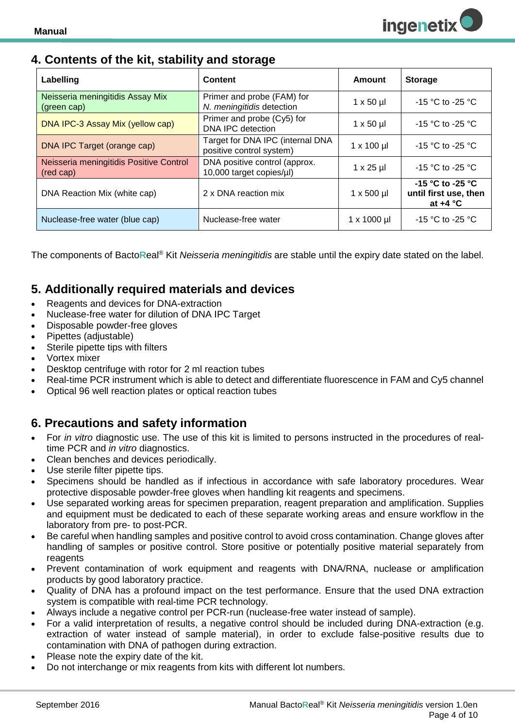## 4. Contents of the kit, stability and storage

| Labelling | Content | Amount | Storage |
|---|---|---|---|
| Neisseria meningitidis Assay Mix (green cap) | Primer and probe (FAM) for *N. meningitidis* detection | 1 x 50 µl | -15 °C to -25 °C |
| DNA IPC-3 Assay Mix (yellow cap) | Primer and probe (Cy5) for DNA IPC detection | 1 x 50 µl | -15 °C to -25 °C |
| DNA IPC Target (orange cap) | Target for DNA IPC (internal DNA positive control system) | 1 x 100 µl | -15 °C to -25 °C |
| Neisseria meningitidis Positive Control (red cap) | DNA positive control (approx. 10,000 target copies/µl) | 1 x 25 µl | -15 °C to -25 °C |
| DNA Reaction Mix (white cap) | 2 x DNA reaction mix | 1 x 500 µl | **-15 °C to -25 °C until first use, then at +4 °C** |
| Nuclease-free water (blue cap) | Nuclease-free water | 1 x 1000 µl | -15 °C to -25 °C |

The components of BactoReal® Kit *Neisseria meningitidis* are stable until the expiry date stated on the label.

## 5. Additionally required materials and devices

- Reagents and devices for DNA-extraction
- Nuclease-free water for dilution of DNA IPC Target
- Disposable powder-free gloves
- Pipettes (adjustable)
- Sterile pipette tips with filters
- Vortex mixer
- Desktop centrifuge with rotor for 2 ml reaction tubes
- Real-time PCR instrument which is able to detect and differentiate fluorescence in FAM and Cy5 channel
- Optical 96 well reaction plates or optical reaction tubes

## 6. Precautions and safety information

- For *in vitro* diagnostic use. The use of this kit is limited to persons instructed in the procedures of real-time PCR and *in vitro* diagnostics.
- Clean benches and devices periodically.
- Use sterile filter pipette tips.
- Specimens should be handled as if infectious in accordance with safe laboratory procedures. Wear protective disposable powder-free gloves when handling kit reagents and specimens.
- Use separated working areas for specimen preparation, reagent preparation and amplification. Supplies and equipment must be dedicated to each of these separate working areas and ensure workflow in the laboratory from pre- to post-PCR.
- Be careful when handling samples and positive control to avoid cross contamination. Change gloves after handling of samples or positive control. Store positive or potentially positive material separately from reagents
- Prevent contamination of work equipment and reagents with DNA/RNA, nuclease or amplification products by good laboratory practice.
- Quality of DNA has a profound impact on the test performance. Ensure that the used DNA extraction system is compatible with real-time PCR technology.
- Always include a negative control per PCR-run (nuclease-free water instead of sample).
- For a valid interpretation of results, a negative control should be included during DNA-extraction (e.g. extraction of water instead of sample material), in order to exclude false-positive results due to contamination with DNA of pathogen during extraction.
- Please note the expiry date of the kit.
- Do not interchange or mix reagents from kits with different lot numbers.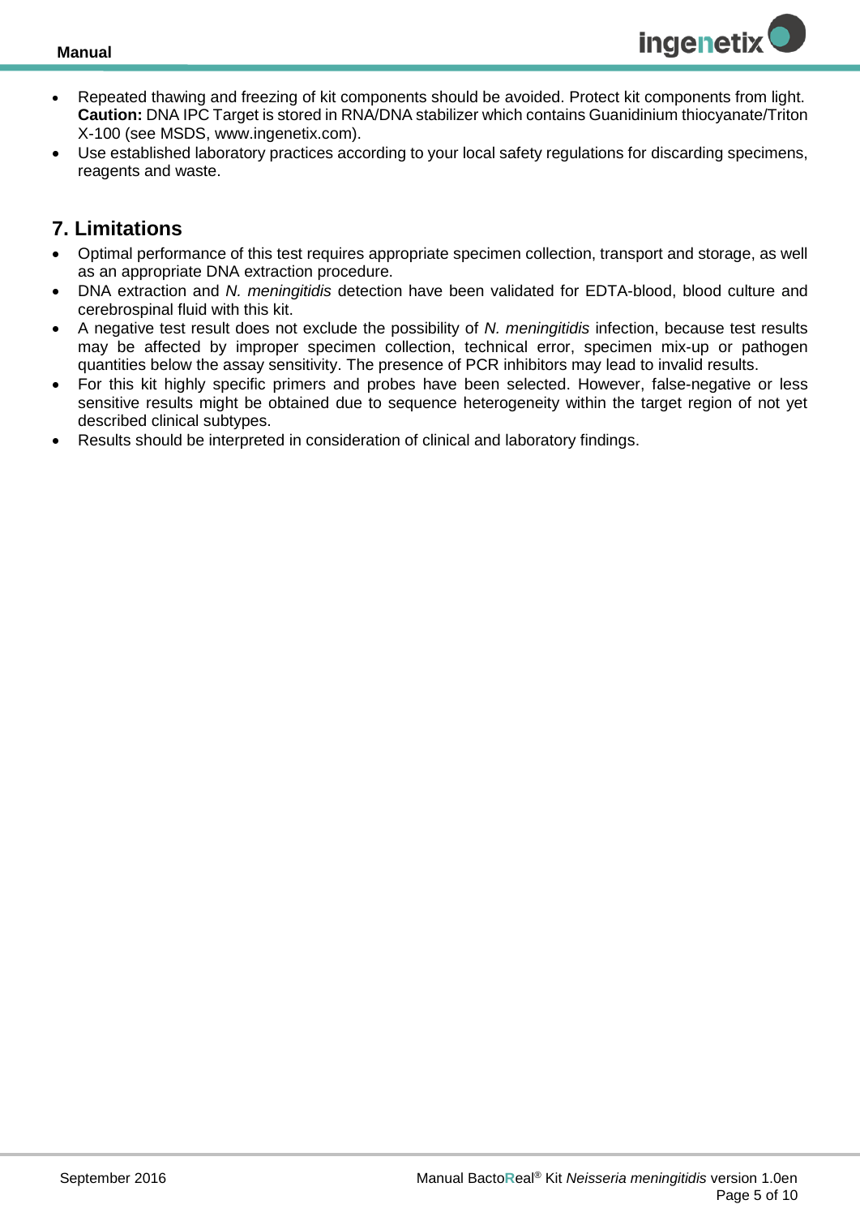- Repeated thawing and freezing of kit components should be avoided. Protect kit components from light. **Caution:** DNA IPC Target is stored in RNA/DNA stabilizer which contains Guanidinium thiocyanate/Triton X-100 (see MSDS, www.ingenetix.com).
- Use established laboratory practices according to your local safety regulations for discarding specimens, reagents and waste.

## 7. Limitations

- Optimal performance of this test requires appropriate specimen collection, transport and storage, as well as an appropriate DNA extraction procedure.
- DNA extraction and *N. meningitidis* detection have been validated for EDTA-blood, blood culture and cerebrospinal fluid with this kit.
- A negative test result does not exclude the possibility of *N. meningitidis* infection, because test results may be affected by improper specimen collection, technical error, specimen mix-up or pathogen quantities below the assay sensitivity. The presence of PCR inhibitors may lead to invalid results.
- For this kit highly specific primers and probes have been selected. However, false-negative or less sensitive results might be obtained due to sequence heterogeneity within the target region of not yet described clinical subtypes.
- Results should be interpreted in consideration of clinical and laboratory findings.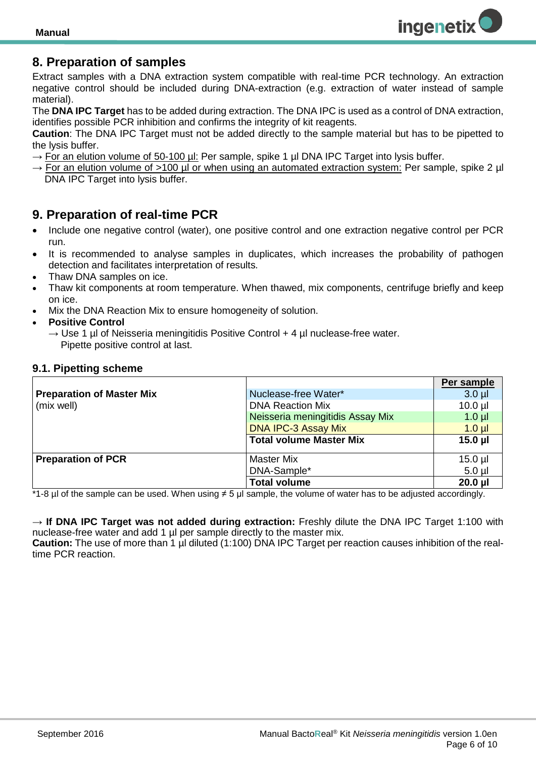## 8. Preparation of samples

Extract samples with a DNA extraction system compatible with real-time PCR technology. An extraction negative control should be included during DNA-extraction (e.g. extraction of water instead of sample material).

The **DNA IPC Target** has to be added during extraction. The DNA IPC is used as a control of DNA extraction, identifies possible PCR inhibition and confirms the integrity of kit reagents.

**Caution**: The DNA IPC Target must not be added directly to the sample material but has to be pipetted to the lysis buffer.

→ For an elution volume of 50-100 µl: Per sample, spike 1 µl DNA IPC Target into lysis buffer.

→ For an elution volume of >100 µl or when using an automated extraction system: Per sample, spike 2 µl DNA IPC Target into lysis buffer.

## 9. Preparation of real-time PCR

- Include one negative control (water), one positive control and one extraction negative control per PCR run.
- It is recommended to analyse samples in duplicates, which increases the probability of pathogen detection and facilitates interpretation of results.
- Thaw DNA samples on ice.
- Thaw kit components at room temperature. When thawed, mix components, centrifuge briefly and keep on ice.
- Mix the DNA Reaction Mix to ensure homogeneity of solution.
- **Positive Control**
  → Use 1 µl of Neisseria meningitidis Positive Control + 4 µl nuclease-free water.
  Pipette positive control at last.

### 9.1. Pipetting scheme

| | | Per sample |
|---|---|---|
| **Preparation of Master Mix** (mix well) | Nuclease-free Water* | 3.0 µl |
| | DNA Reaction Mix | 10.0 µl |
| | Neisseria meningitidis Assay Mix | 1.0 µl |
| | DNA IPC-3 Assay Mix | 1.0 µl |
| | **Total volume Master Mix** | **15.0 µl** |
| **Preparation of PCR** | Master Mix | 15.0 µl |
| | DNA-Sample* | 5.0 µl |
| | **Total volume** | **20.0 µl** |

*1-8 µl of the sample can be used. When using ≠ 5 µl sample, the volume of water has to be adjusted accordingly.

→ **If DNA IPC Target was not added during extraction:** Freshly dilute the DNA IPC Target 1:100 with nuclease-free water and add 1 µl per sample directly to the master mix.

**Caution:** The use of more than 1 µl diluted (1:100) DNA IPC Target per reaction causes inhibition of the real-time PCR reaction.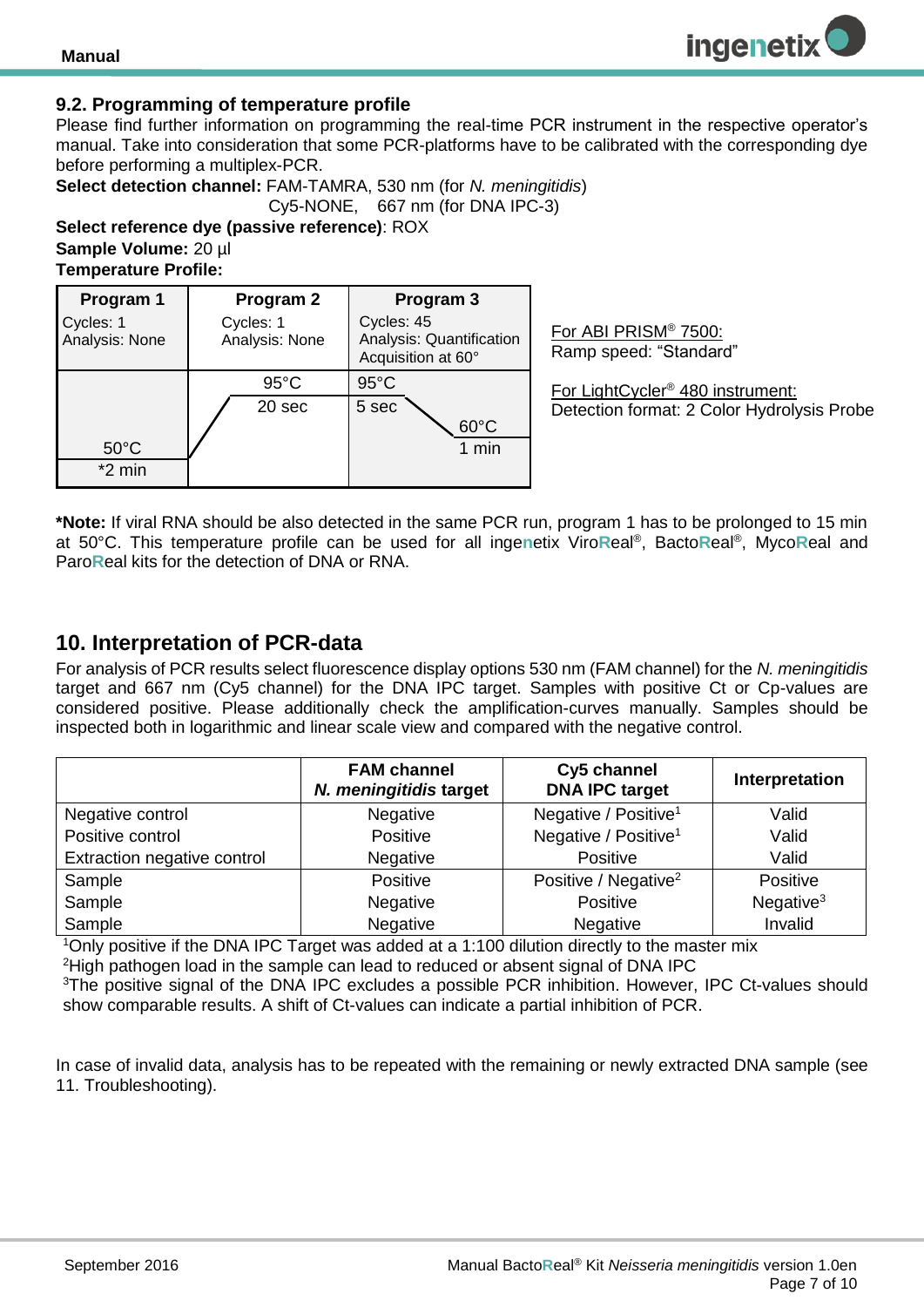## 9.2. Programming of temperature profile

Please find further information on programming the real-time PCR instrument in the respective operator's manual. Take into consideration that some PCR-platforms have to be calibrated with the corresponding dye before performing a multiplex-PCR.

**Select detection channel:** FAM-TAMRA, 530 nm (for *N. meningitidis*)
Cy5-NONE, 667 nm (for DNA IPC-3)

**Select reference dye (passive reference)**: ROX

**Sample Volume:** 20 µl

**Temperature Profile:**

| Program 1 | Program 2 | Program 3 |
|---|---|---|
| Cycles: 1<br>Analysis: None | Cycles: 1<br>Analysis: None | Cycles: 45<br>Analysis: Quantification<br>Acquisition at 60° |
| 50°C<br>*2 min | 95°C<br>20 sec | 95°C<br>5 sec<br>60°C<br>1 min |

For ABI PRISM® 7500:
Ramp speed: "Standard"

For LightCycler® 480 instrument:
Detection format: 2 Color Hydrolysis Probe

***Note:** If viral RNA should be also detected in the same PCR run, program 1 has to be prolonged to 15 min at 50°C. This temperature profile can be used for all ingenetix ViroReal®, BactoReal®, MycoReal and ParoReal kits for the detection of DNA or RNA.

# 10. Interpretation of PCR-data

For analysis of PCR results select fluorescence display options 530 nm (FAM channel) for the *N. meningitidis* target and 667 nm (Cy5 channel) for the DNA IPC target. Samples with positive Ct or Cp-values are considered positive. Please additionally check the amplification-curves manually. Samples should be inspected both in logarithmic and linear scale view and compared with the negative control.

| | FAM channel<br>*N. meningitidis* target | Cy5 channel<br>DNA IPC target | Interpretation |
|---|---|---|---|
| Negative control | Negative | Negative / Positive[1] | Valid |
| Positive control | Positive | Negative / Positive[1] | Valid |
| Extraction negative control | Negative | Positive | Valid |
| Sample | Positive | Positive / Negative[2] | Positive |
| Sample | Negative | Positive | Negative[3] |
| Sample | Negative | Negative | Invalid |

[1]Only positive if the DNA IPC Target was added at a 1:100 dilution directly to the master mix
[2]High pathogen load in the sample can lead to reduced or absent signal of DNA IPC
[3]The positive signal of the DNA IPC excludes a possible PCR inhibition. However, IPC Ct-values should show comparable results. A shift of Ct-values can indicate a partial inhibition of PCR.

In case of invalid data, analysis has to be repeated with the remaining or newly extracted DNA sample (see 11. Troubleshooting).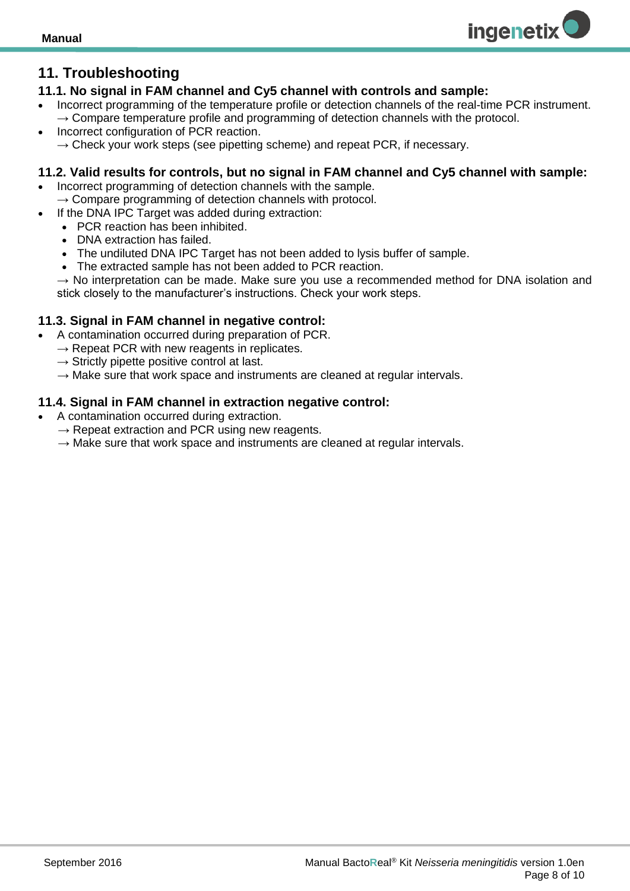## 11. Troubleshooting

### 11.1. No signal in FAM channel and Cy5 channel with controls and sample:

- Incorrect programming of the temperature profile or detection channels of the real-time PCR instrument.
  → Compare temperature profile and programming of detection channels with the protocol.
- Incorrect configuration of PCR reaction.
  → Check your work steps (see pipetting scheme) and repeat PCR, if necessary.

### 11.2. Valid results for controls, but no signal in FAM channel and Cy5 channel with sample:

- Incorrect programming of detection channels with the sample.
  → Compare programming of detection channels with protocol.
- If the DNA IPC Target was added during extraction:
  - PCR reaction has been inhibited.
  - DNA extraction has failed.
  - The undiluted DNA IPC Target has not been added to lysis buffer of sample.
  - The extracted sample has not been added to PCR reaction.

  → No interpretation can be made. Make sure you use a recommended method for DNA isolation and stick closely to the manufacturer's instructions. Check your work steps.

### 11.3. Signal in FAM channel in negative control:

- A contamination occurred during preparation of PCR.
  → Repeat PCR with new reagents in replicates.
  → Strictly pipette positive control at last.
  → Make sure that work space and instruments are cleaned at regular intervals.

### 11.4. Signal in FAM channel in extraction negative control:

- A contamination occurred during extraction.
  → Repeat extraction and PCR using new reagents.
  → Make sure that work space and instruments are cleaned at regular intervals.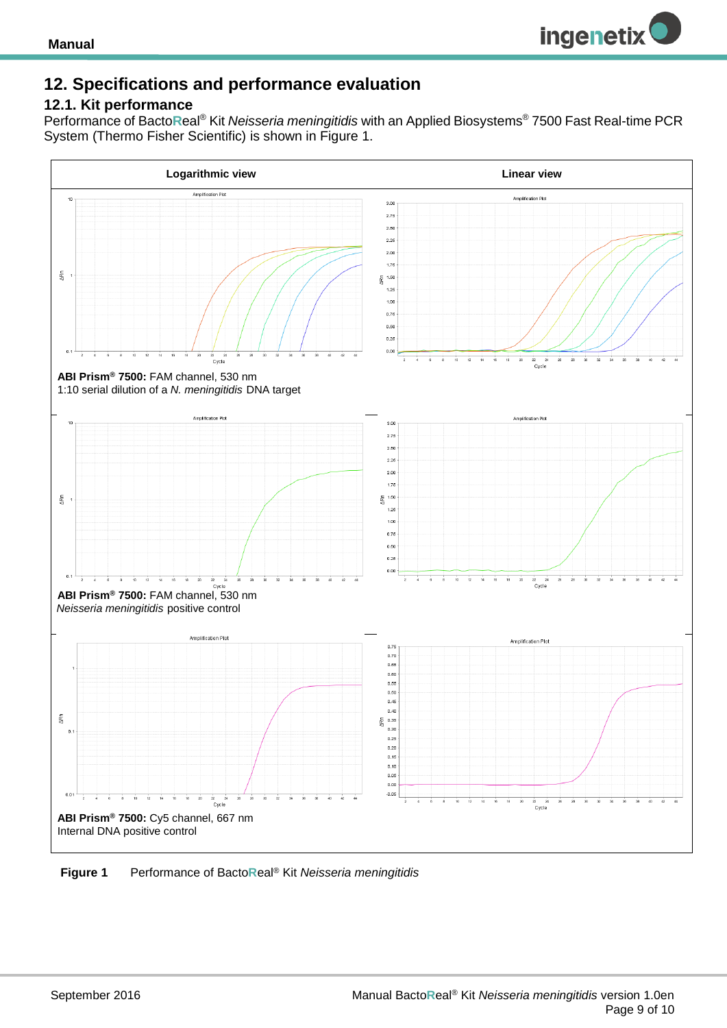## 12. Specifications and performance evaluation

### 12.1. Kit performance

Performance of BactoReal® Kit *Neisseria meningitidis* with an Applied Biosystems® 7500 Fast Real-time PCR System (Thermo Fisher Scientific) is shown in Figure 1.

| Logarithmic view | Linear view |
|---|---|
| **ABI Prism® 7500:** FAM channel, 530 nm<br>1:10 serial dilution of a *N. meningitidis* DNA target | |
| **ABI Prism® 7500:** FAM channel, 530 nm<br>*Neisseria meningitidis* positive control | |
| **ABI Prism® 7500:** Cy5 channel, 667 nm<br>Internal DNA positive control | |

**Figure 1** Performance of BactoReal® Kit *Neisseria meningitidis*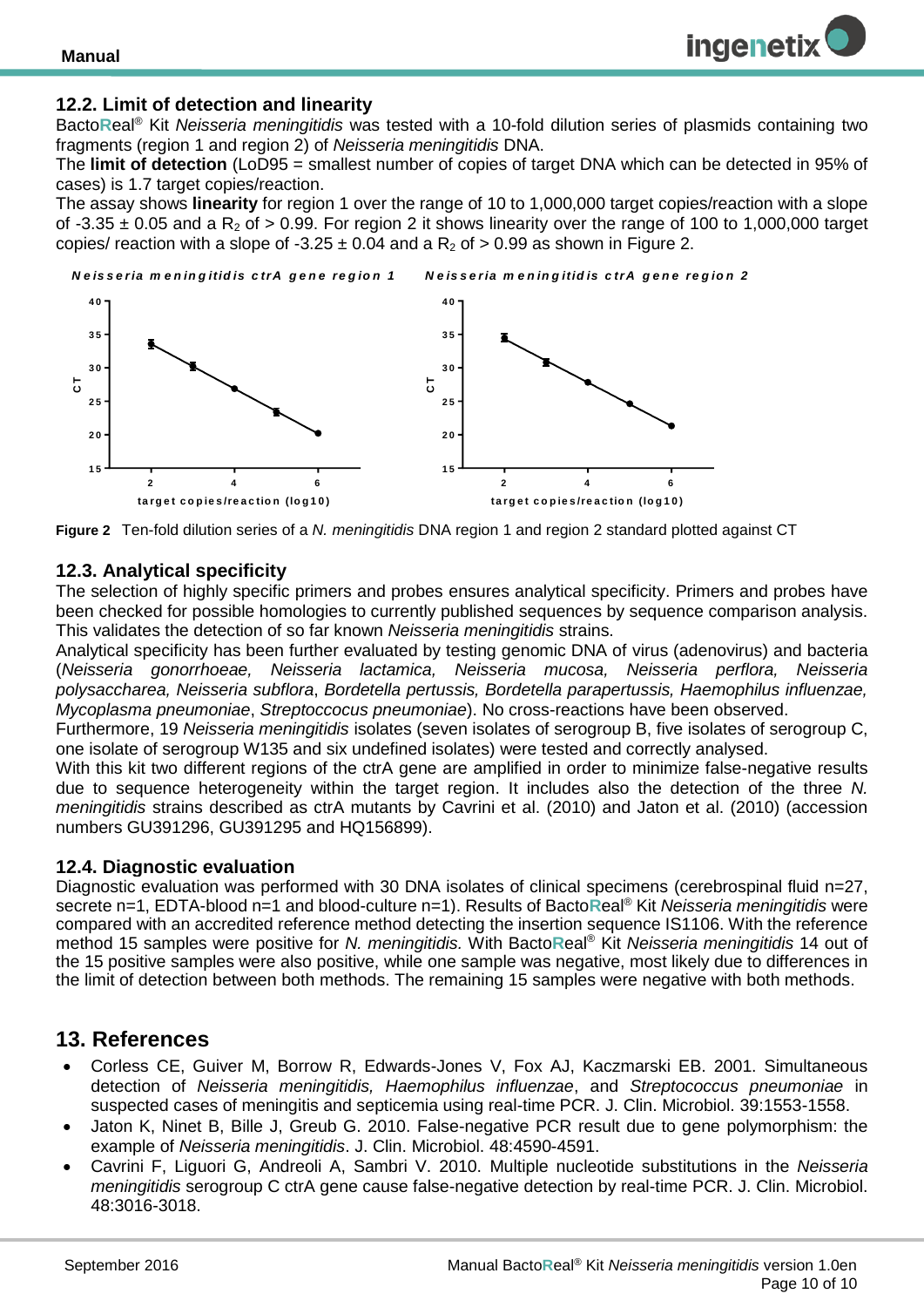### 12.2. Limit of detection and linearity

BactoReal® Kit *Neisseria meningitidis* was tested with a 10-fold dilution series of plasmids containing two fragments (region 1 and region 2) of *Neisseria meningitidis* DNA.

The **limit of detection** (LoD95 = smallest number of copies of target DNA which can be detected in 95% of cases) is 1.7 target copies/reaction.

The assay shows **linearity** for region 1 over the range of 10 to 1,000,000 target copies/reaction with a slope of -3.35 ± 0.05 and a $R_2$ of > 0.99. For region 2 it shows linearity over the range of 100 to 1,000,000 target copies/ reaction with a slope of -3.25 ± 0.04 and a $R_2$ of > 0.99 as shown in Figure 2.

*Neisseria meningitidis ctrA gene region 1*

CT

40
35
30
25
20
15

2
4
6

target copies/reaction (log10)

*Neisseria meningitidis ctrA gene region 2*

CT

40
35
30
25
20
15

2
4
6

target copies/reaction (log10)

**Figure 2** Ten-fold dilution series of a *N. meningitidis* DNA region 1 and region 2 standard plotted against CT

### 12.3. Analytical specificity

The selection of highly specific primers and probes ensures analytical specificity. Primers and probes have been checked for possible homologies to currently published sequences by sequence comparison analysis. This validates the detection of so far known *Neisseria meningitidis* strains.

Analytical specificity has been further evaluated by testing genomic DNA of virus (adenovirus) and bacteria (*Neisseria gonorrhoeae, Neisseria lactamica, Neisseria mucosa, Neisseria perflora, Neisseria polysaccharea, Neisseria subflora*, *Bordetella pertussis, Bordetella parapertussis, Haemophilus influenzae, Mycoplasma pneumoniae*, *Streptoccocus pneumoniae*). No cross-reactions have been observed.

Furthermore, 19 *Neisseria meningitidis* isolates (seven isolates of serogroup B, five isolates of serogroup C, one isolate of serogroup W135 and six undefined isolates) were tested and correctly analysed.

With this kit two different regions of the ctrA gene are amplified in order to minimize false-negative results due to sequence heterogeneity within the target region. It includes also the detection of the three *N. meningitidis* strains described as ctrA mutants by Cavrini et al. (2010) and Jaton et al. (2010) (accession numbers GU391296, GU391295 and HQ156899).

### 12.4. Diagnostic evaluation

Diagnostic evaluation was performed with 30 DNA isolates of clinical specimens (cerebrospinal fluid n=27, secrete n=1, EDTA-blood n=1 and blood-culture n=1). Results of BactoReal® Kit *Neisseria meningitidis* were compared with an accredited reference method detecting the insertion sequence IS1106. With the reference method 15 samples were positive for *N. meningitidis.* With BactoReal® Kit *Neisseria meningitidis* 14 out of the 15 positive samples were also positive, while one sample was negative, most likely due to differences in the limit of detection between both methods. The remaining 15 samples were negative with both methods.

## 13. References

- Corless CE, Guiver M, Borrow R, Edwards-Jones V, Fox AJ, Kaczmarski EB. 2001. Simultaneous detection of *Neisseria meningitidis, Haemophilus influenzae*, and *Streptococcus pneumoniae* in suspected cases of meningitis and septicemia using real-time PCR. J. Clin. Microbiol. 39:1553-1558.
- Jaton K, Ninet B, Bille J, Greub G. 2010. False-negative PCR result due to gene polymorphism: the example of *Neisseria meningitidis*. J. Clin. Microbiol. 48:4590-4591.
- Cavrini F, Liguori G, Andreoli A, Sambri V. 2010. Multiple nucleotide substitutions in the *Neisseria meningitidis* serogroup C ctrA gene cause false-negative detection by real-time PCR. J. Clin. Microbiol. 48:3016-3018.